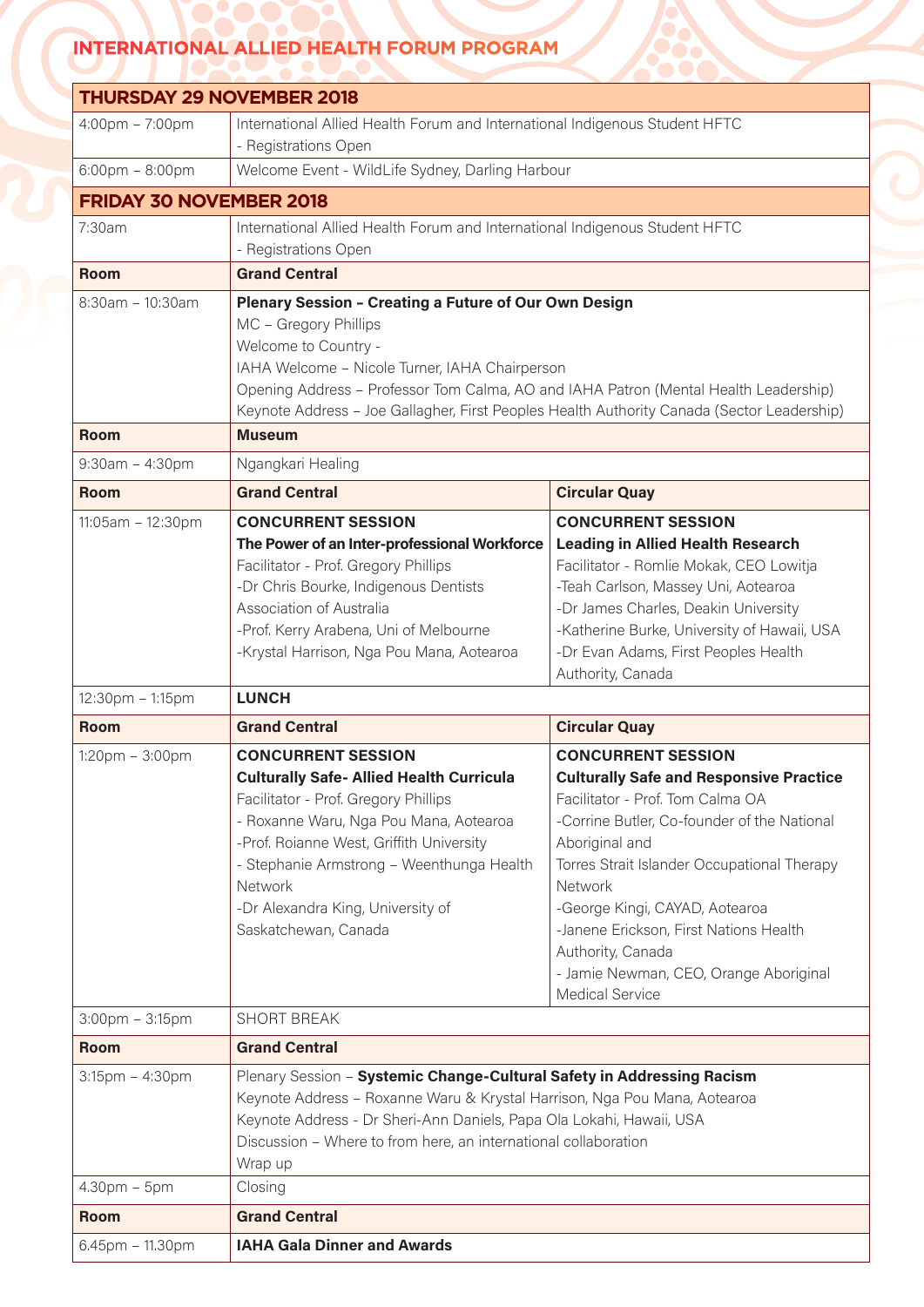# INTERNATIONAL ALLIED HEALTH FORUM PROGRAM

| THURSDAY 29 NOVEMBER 2018 | | |
|---|---|---|
| 4:00pm – 7:00pm | International Allied Health Forum and International Indigenous Student HFTC - Registrations Open | |
| 6:00pm – 8:00pm | Welcome Event - WildLife Sydney, Darling Harbour | |
| **FRIDAY 30 NOVEMBER 2018** | | |
| 7:30am | International Allied Health Forum and International Indigenous Student HFTC - Registrations Open | |
| **Room** | **Grand Central** | |
| 8:30am – 10:30am | **Plenary Session – Creating a Future of Our Own Design**<br>MC – Gregory Phillips<br>Welcome to Country -<br>IAHA Welcome – Nicole Turner, IAHA Chairperson<br>Opening Address – Professor Tom Calma, AO and IAHA Patron (Mental Health Leadership)<br>Keynote Address – Joe Gallagher, First Peoples Health Authority Canada (Sector Leadership) | |
| **Room** | **Museum** | |
| 9:30am – 4:30pm | Ngangkari Healing | |
| **Room** | **Grand Central** | **Circular Quay** |
| 11:05am – 12:30pm | **CONCURRENT SESSION**<br>**The Power of an Inter-professional Workforce**<br>Facilitator - Prof. Gregory Phillips<br>-Dr Chris Bourke, Indigenous Dentists Association of Australia<br>-Prof. Kerry Arabena, Uni of Melbourne<br>-Krystal Harrison, Nga Pou Mana, Aotearoa | **CONCURRENT SESSION**<br>**Leading in Allied Health Research**<br>Facilitator - Romlie Mokak, CEO Lowitja<br>-Teah Carlson, Massey Uni, Aotearoa<br>-Dr James Charles, Deakin University<br>-Katherine Burke, University of Hawaii, USA<br>-Dr Evan Adams, First Peoples Health Authority, Canada |
| 12:30pm – 1:15pm | **LUNCH** | |
| **Room** | **Grand Central** | **Circular Quay** |
| 1:20pm – 3:00pm | **CONCURRENT SESSION**<br>**Culturally Safe- Allied Health Curricula**<br>Facilitator - Prof. Gregory Phillips<br>- Roxanne Waru, Nga Pou Mana, Aotearoa<br>-Prof. Roianne West, Griffith University<br>- Stephanie Armstrong – Weenthunga Health Network<br>-Dr Alexandra King, University of Saskatchewan, Canada | **CONCURRENT SESSION**<br>**Culturally Safe and Responsive Practice**<br>Facilitator - Prof. Tom Calma OA<br>-Corrine Butler, Co-founder of the National Aboriginal and Torres Strait Islander Occupational Therapy Network<br>-George Kingi, CAYAD, Aotearoa<br>-Janene Erickson, First Nations Health Authority, Canada<br>- Jamie Newman, CEO, Orange Aboriginal Medical Service |
| 3:00pm – 3:15pm | SHORT BREAK | |
| **Room** | **Grand Central** | |
| 3:15pm – 4:30pm | Plenary Session – **Systemic Change-Cultural Safety in Addressing Racism**<br>Keynote Address – Roxanne Waru & Krystal Harrison, Nga Pou Mana, Aotearoa<br>Keynote Address - Dr Sheri-Ann Daniels, Papa Ola Lokahi, Hawaii, USA<br>Discussion – Where to from here, an international collaboration<br>Wrap up | |
| 4.30pm – 5pm | Closing | |
| **Room** | **Grand Central** | |
| 6.45pm – 11.30pm | **IAHA Gala Dinner and Awards** | |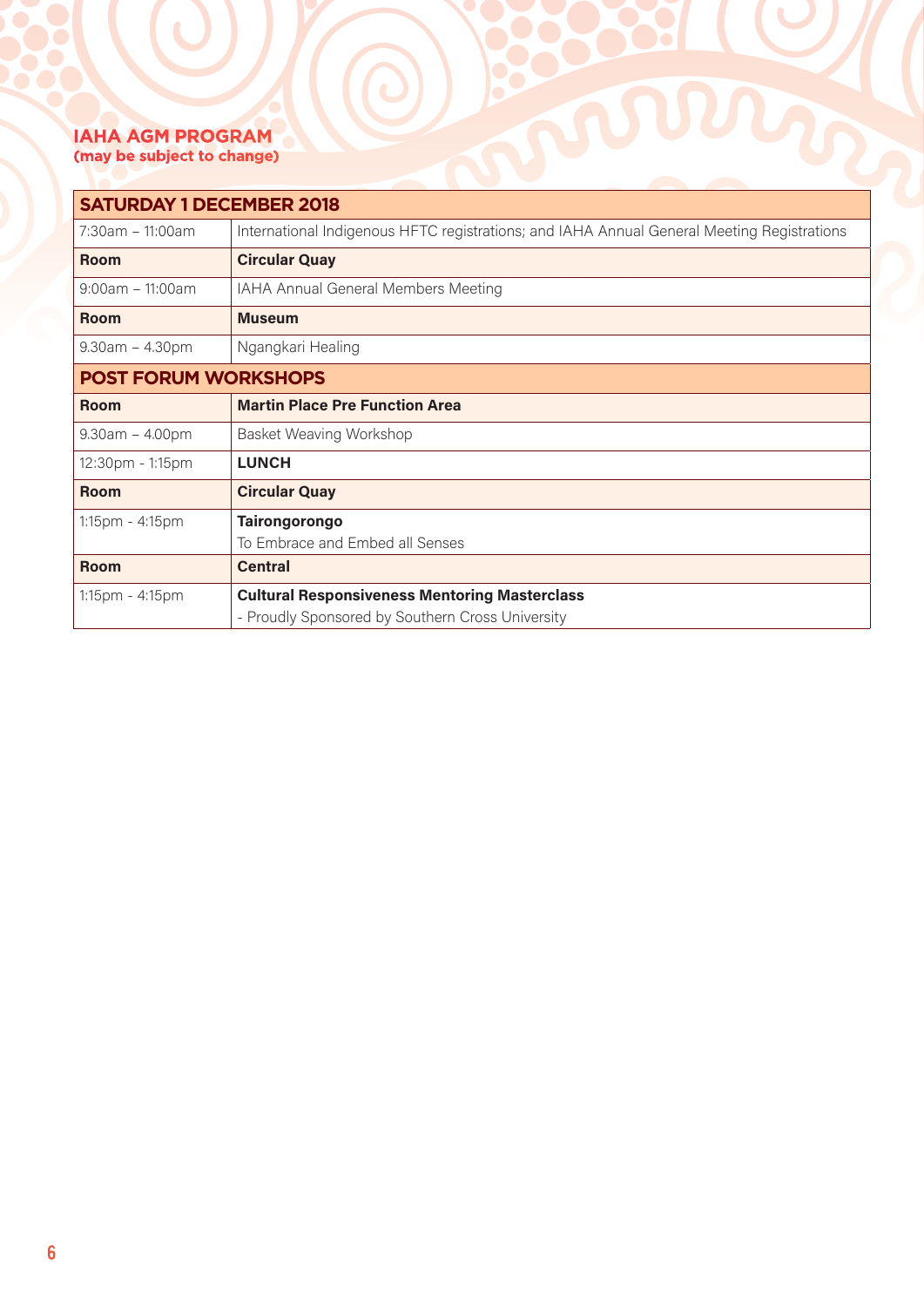## IAHA AGM PROGRAM
**(may be subject to change)**

| SATURDAY 1 DECEMBER 2018 | |
|---|---|
| 7:30am – 11:00am | International Indigenous HFTC registrations; and IAHA Annual General Meeting Registrations |
| **Room** | **Circular Quay** |
| 9:00am – 11:00am | IAHA Annual General Members Meeting |
| **Room** | **Museum** |
| 9.30am – 4.30pm | Ngangkari Healing |
| **POST FORUM WORKSHOPS** | |
| **Room** | **Martin Place Pre Function Area** |
| 9.30am – 4.00pm | Basket Weaving Workshop |
| 12:30pm - 1:15pm | **LUNCH** |
| **Room** | **Circular Quay** |
| 1:15pm - 4:15pm | **Tairongorongo**<br>To Embrace and Embed all Senses |
| **Room** | **Central** |
| 1:15pm - 4:15pm | **Cultural Responsiveness Mentoring Masterclass**<br>- Proudly Sponsored by Southern Cross University |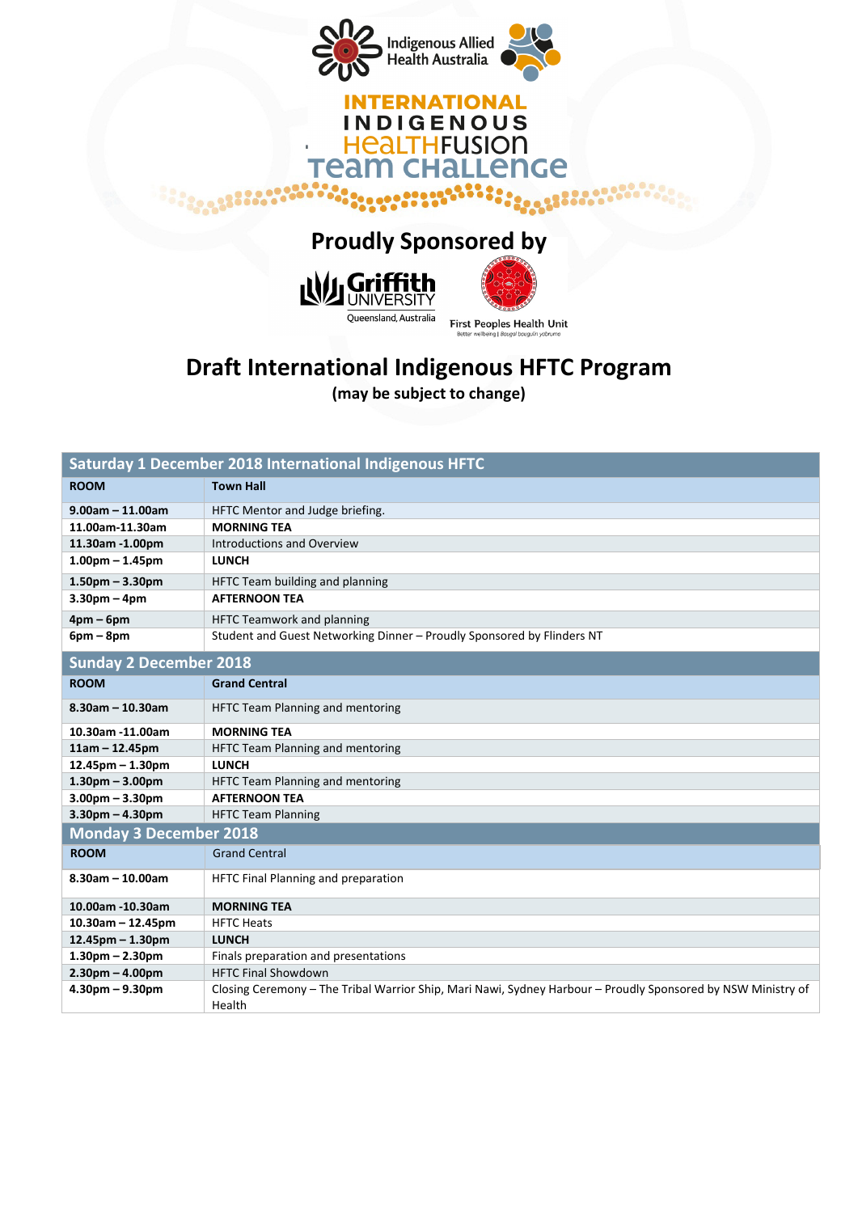Indigenous Allied Health Australia

INTERNATIONAL INDIGENOUS HealthFusion Team Challenge

## Proudly Sponsored by

Griffith UNIVERSITY Queensland, Australia

First Peoples Health Unit

Better wellbeing | Bougal bougulin yobrumo

# Draft International Indigenous HFTC Program

**(may be subject to change)**

| Saturday 1 December 2018 International Indigenous HFTC | |
|---|---|
| **ROOM** | **Town Hall** |
| **9.00am – 11.00am** | HFTC Mentor and Judge briefing. |
| **11.00am-11.30am** | **MORNING TEA** |
| **11.30am -1.00pm** | Introductions and Overview |
| **1.00pm – 1.45pm** | **LUNCH** |
| **1.50pm – 3.30pm** | HFTC Team building and planning |
| **3.30pm – 4pm** | **AFTERNOON TEA** |
| **4pm – 6pm** | HFTC Teamwork and planning |
| **6pm – 8pm** | Student and Guest Networking Dinner – Proudly Sponsored by Flinders NT |
| **Sunday 2 December 2018** | |
| **ROOM** | **Grand Central** |
| **8.30am – 10.30am** | HFTC Team Planning and mentoring |
| **10.30am -11.00am** | **MORNING TEA** |
| **11am – 12.45pm** | HFTC Team Planning and mentoring |
| **12.45pm – 1.30pm** | **LUNCH** |
| **1.30pm – 3.00pm** | HFTC Team Planning and mentoring |
| **3.00pm – 3.30pm** | **AFTERNOON TEA** |
| **3.30pm – 4.30pm** | HFTC Team Planning |
| **Monday 3 December 2018** | |
| **ROOM** | Grand Central |
| **8.30am – 10.00am** | HFTC Final Planning and preparation |
| **10.00am -10.30am** | **MORNING TEA** |
| **10.30am – 12.45pm** | HFTC Heats |
| **12.45pm – 1.30pm** | **LUNCH** |
| **1.30pm – 2.30pm** | Finals preparation and presentations |
| **2.30pm – 4.00pm** | HFTC Final Showdown |
| **4.30pm – 9.30pm** | Closing Ceremony – The Tribal Warrior Ship, Mari Nawi, Sydney Harbour – Proudly Sponsored by NSW Ministry of Health |